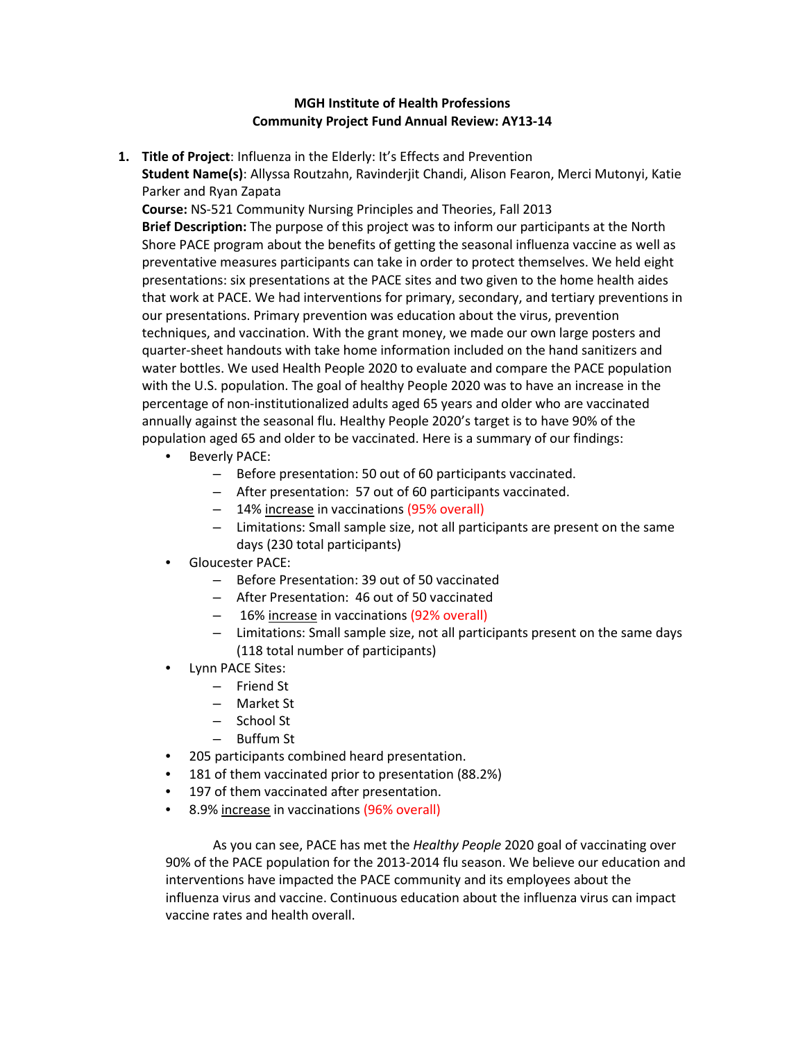**MGH Institute of Health Professions**
**Community Project Fund Annual Review: AY13-14**

1. **Title of Project**: Influenza in the Elderly: It's Effects and Prevention
   **Student Name(s)**: Allyssa Routzahn, Ravinderjit Chandi, Alison Fearon, Merci Mutonyi, Katie Parker and Ryan Zapata
   **Course:** NS-521 Community Nursing Principles and Theories, Fall 2013
   **Brief Description:** The purpose of this project was to inform our participants at the North Shore PACE program about the benefits of getting the seasonal influenza vaccine as well as preventative measures participants can take in order to protect themselves. We held eight presentations: six presentations at the PACE sites and two given to the home health aides that work at PACE. We had interventions for primary, secondary, and tertiary preventions in our presentations. Primary prevention was education about the virus, prevention techniques, and vaccination. With the grant money, we made our own large posters and quarter-sheet handouts with take home information included on the hand sanitizers and water bottles. We used Health People 2020 to evaluate and compare the PACE population with the U.S. population. The goal of healthy People 2020 was to have an increase in the percentage of non-institutionalized adults aged 65 years and older who are vaccinated annually against the seasonal flu. Healthy People 2020's target is to have 90% of the population aged 65 and older to be vaccinated. Here is a summary of our findings:
   - Beverly PACE:
     - Before presentation: 50 out of 60 participants vaccinated.
     - After presentation: 57 out of 60 participants vaccinated.
     - 14% <u>increase</u> in vaccinations (95% overall)
     - Limitations: Small sample size, not all participants are present on the same days (230 total participants)
   - Gloucester PACE:
     - Before Presentation: 39 out of 50 vaccinated
     - After Presentation: 46 out of 50 vaccinated
     - 16% <u>increase</u> in vaccinations (92% overall)
     - Limitations: Small sample size, not all participants present on the same days (118 total number of participants)
   - Lynn PACE Sites:
     - Friend St
     - Market St
     - School St
     - Buffum St
   - 205 participants combined heard presentation.
   - 181 of them vaccinated prior to presentation (88.2%)
   - 197 of them vaccinated after presentation.
   - 8.9% <u>increase</u> in vaccinations (96% overall)

   As you can see, PACE has met the *Healthy People* 2020 goal of vaccinating over 90% of the PACE population for the 2013-2014 flu season. We believe our education and interventions have impacted the PACE community and its employees about the influenza virus and vaccine. Continuous education about the influenza virus can impact vaccine rates and health overall.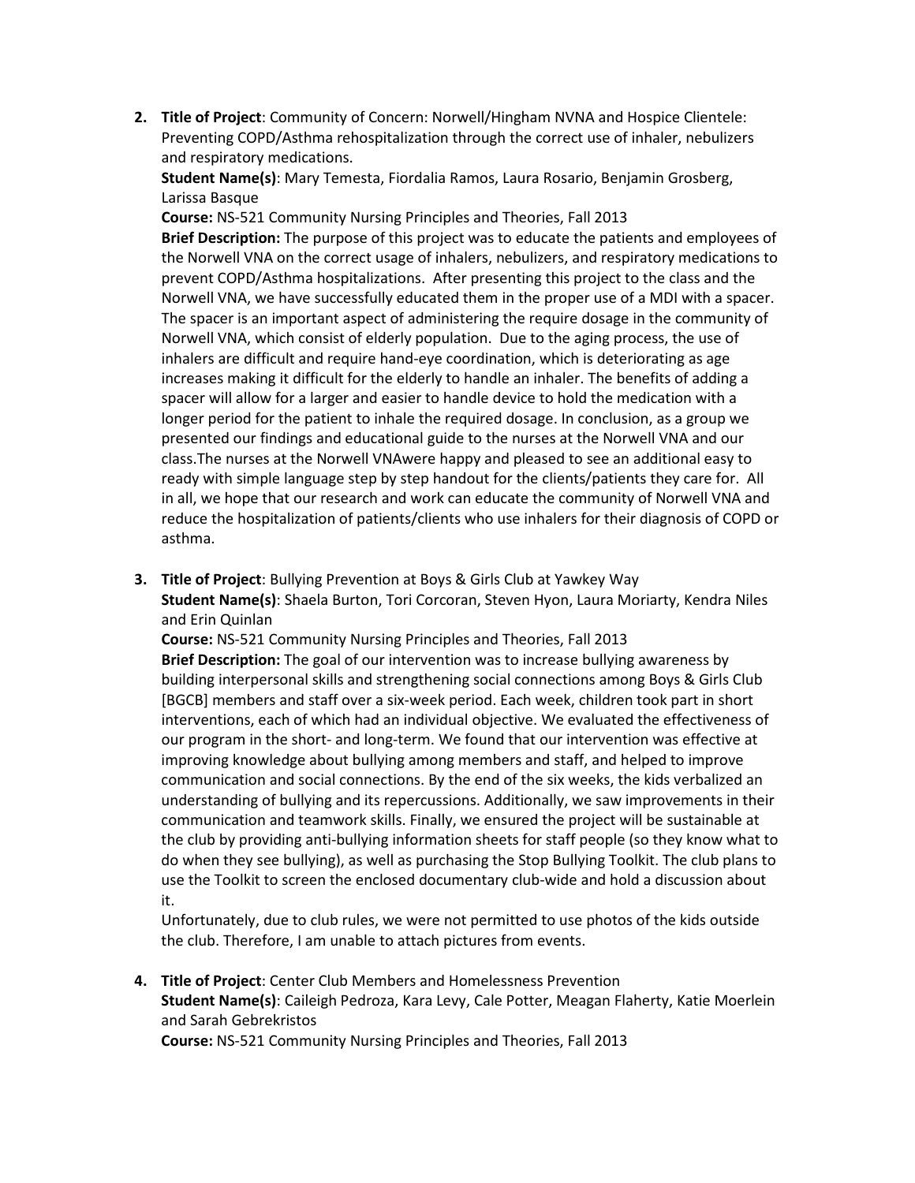2. **Title of Project**: Community of Concern: Norwell/Hingham NVNA and Hospice Clientele: Preventing COPD/Asthma rehospitalization through the correct use of inhaler, nebulizers and respiratory medications.
   **Student Name(s)**: Mary Temesta, Fiordalia Ramos, Laura Rosario, Benjamin Grosberg, Larissa Basque
   **Course:** NS-521 Community Nursing Principles and Theories, Fall 2013
   **Brief Description:** The purpose of this project was to educate the patients and employees of the Norwell VNA on the correct usage of inhalers, nebulizers, and respiratory medications to prevent COPD/Asthma hospitalizations. After presenting this project to the class and the Norwell VNA, we have successfully educated them in the proper use of a MDI with a spacer. The spacer is an important aspect of administering the require dosage in the community of Norwell VNA, which consist of elderly population. Due to the aging process, the use of inhalers are difficult and require hand-eye coordination, which is deteriorating as age increases making it difficult for the elderly to handle an inhaler. The benefits of adding a spacer will allow for a larger and easier to handle device to hold the medication with a longer period for the patient to inhale the required dosage. In conclusion, as a group we presented our findings and educational guide to the nurses at the Norwell VNA and our class.The nurses at the Norwell VNAwere happy and pleased to see an additional easy to ready with simple language step by step handout for the clients/patients they care for. All in all, we hope that our research and work can educate the community of Norwell VNA and reduce the hospitalization of patients/clients who use inhalers for their diagnosis of COPD or asthma.

3. **Title of Project**: Bullying Prevention at Boys & Girls Club at Yawkey Way
   **Student Name(s)**: Shaela Burton, Tori Corcoran, Steven Hyon, Laura Moriarty, Kendra Niles and Erin Quinlan
   **Course:** NS-521 Community Nursing Principles and Theories, Fall 2013
   **Brief Description:** The goal of our intervention was to increase bullying awareness by building interpersonal skills and strengthening social connections among Boys & Girls Club [BGCB] members and staff over a six-week period. Each week, children took part in short interventions, each of which had an individual objective. We evaluated the effectiveness of our program in the short- and long-term. We found that our intervention was effective at improving knowledge about bullying among members and staff, and helped to improve communication and social connections. By the end of the six weeks, the kids verbalized an understanding of bullying and its repercussions. Additionally, we saw improvements in their communication and teamwork skills. Finally, we ensured the project will be sustainable at the club by providing anti-bullying information sheets for staff people (so they know what to do when they see bullying), as well as purchasing the Stop Bullying Toolkit. The club plans to use the Toolkit to screen the enclosed documentary club-wide and hold a discussion about it.
   Unfortunately, due to club rules, we were not permitted to use photos of the kids outside the club. Therefore, I am unable to attach pictures from events.

4. **Title of Project**: Center Club Members and Homelessness Prevention
   **Student Name(s)**: Caileigh Pedroza, Kara Levy, Cale Potter, Meagan Flaherty, Katie Moerlein and Sarah Gebrekristos
   **Course:** NS-521 Community Nursing Principles and Theories, Fall 2013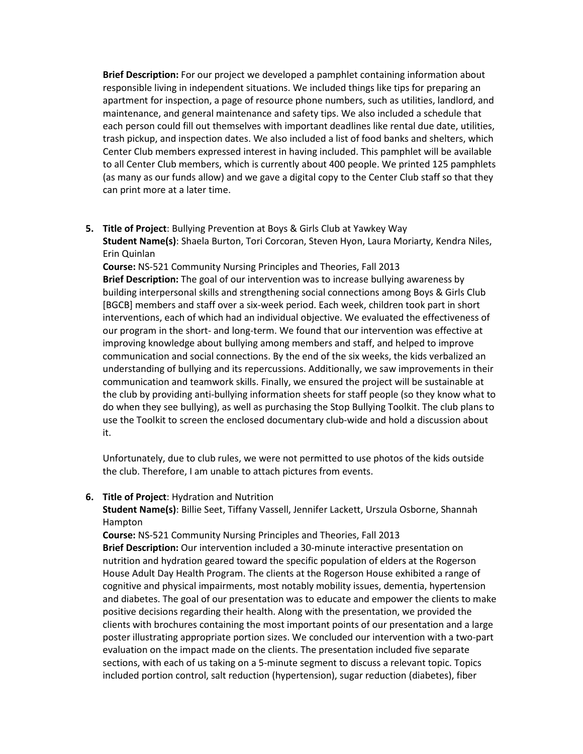**Brief Description:** For our project we developed a pamphlet containing information about responsible living in independent situations. We included things like tips for preparing an apartment for inspection, a page of resource phone numbers, such as utilities, landlord, and maintenance, and general maintenance and safety tips. We also included a schedule that each person could fill out themselves with important deadlines like rental due date, utilities, trash pickup, and inspection dates. We also included a list of food banks and shelters, which Center Club members expressed interest in having included. This pamphlet will be available to all Center Club members, which is currently about 400 people. We printed 125 pamphlets (as many as our funds allow) and we gave a digital copy to the Center Club staff so that they can print more at a later time.

5. **Title of Project**: Bullying Prevention at Boys & Girls Club at Yawkey Way
   **Student Name(s)**: Shaela Burton, Tori Corcoran, Steven Hyon, Laura Moriarty, Kendra Niles, Erin Quinlan
   **Course:** NS-521 Community Nursing Principles and Theories, Fall 2013
   **Brief Description:** The goal of our intervention was to increase bullying awareness by building interpersonal skills and strengthening social connections among Boys & Girls Club [BGCB] members and staff over a six-week period. Each week, children took part in short interventions, each of which had an individual objective. We evaluated the effectiveness of our program in the short- and long-term. We found that our intervention was effective at improving knowledge about bullying among members and staff, and helped to improve communication and social connections. By the end of the six weeks, the kids verbalized an understanding of bullying and its repercussions. Additionally, we saw improvements in their communication and teamwork skills. Finally, we ensured the project will be sustainable at the club by providing anti-bullying information sheets for staff people (so they know what to do when they see bullying), as well as purchasing the Stop Bullying Toolkit. The club plans to use the Toolkit to screen the enclosed documentary club-wide and hold a discussion about it.

   Unfortunately, due to club rules, we were not permitted to use photos of the kids outside the club. Therefore, I am unable to attach pictures from events.

6. **Title of Project**: Hydration and Nutrition
   **Student Name(s)**: Billie Seet, Tiffany Vassell, Jennifer Lackett, Urszula Osborne, Shannah Hampton
   **Course:** NS-521 Community Nursing Principles and Theories, Fall 2013
   **Brief Description:** Our intervention included a 30-minute interactive presentation on nutrition and hydration geared toward the specific population of elders at the Rogerson House Adult Day Health Program. The clients at the Rogerson House exhibited a range of cognitive and physical impairments, most notably mobility issues, dementia, hypertension and diabetes. The goal of our presentation was to educate and empower the clients to make positive decisions regarding their health. Along with the presentation, we provided the clients with brochures containing the most important points of our presentation and a large poster illustrating appropriate portion sizes. We concluded our intervention with a two-part evaluation on the impact made on the clients. The presentation included five separate sections, with each of us taking on a 5-minute segment to discuss a relevant topic. Topics included portion control, salt reduction (hypertension), sugar reduction (diabetes), fiber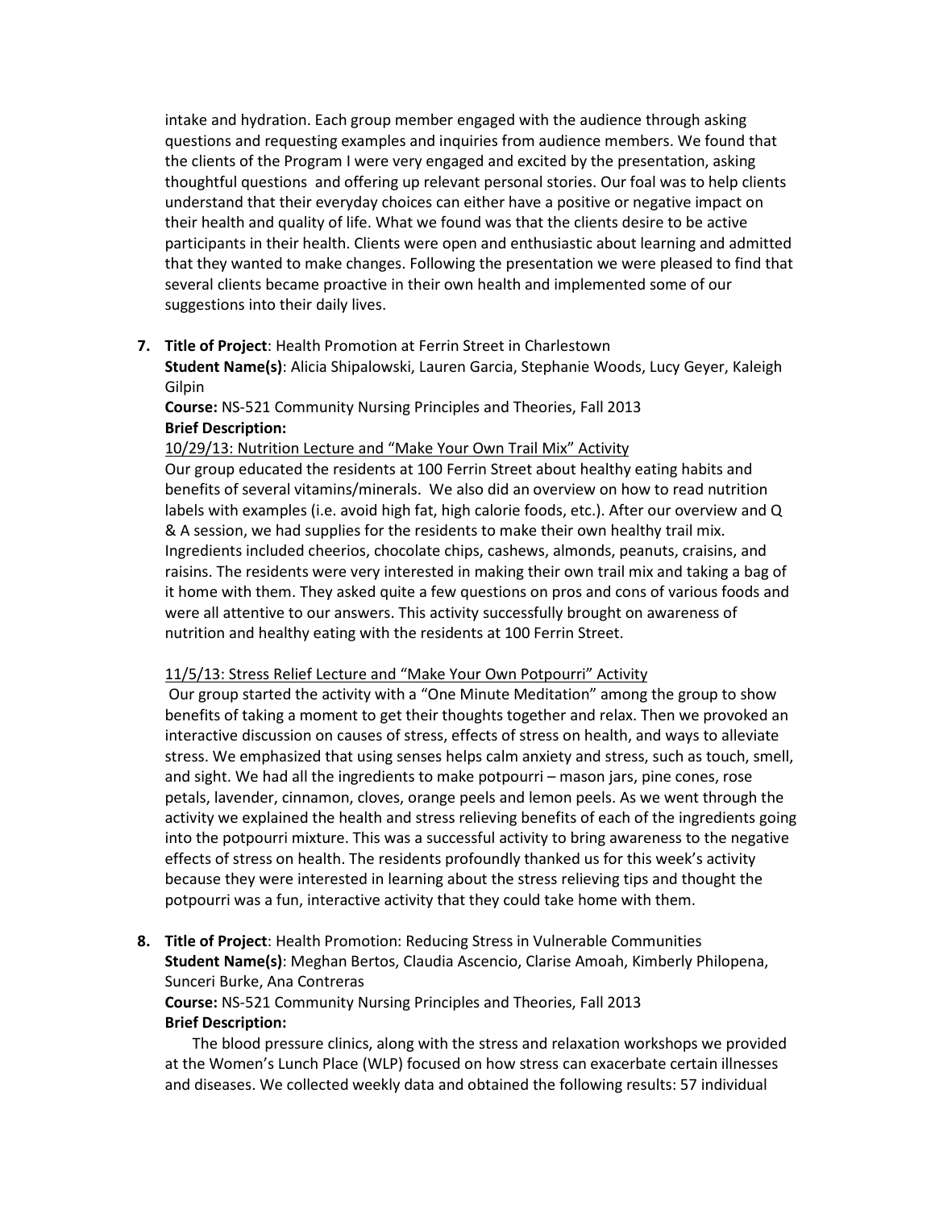intake and hydration. Each group member engaged with the audience through asking questions and requesting examples and inquiries from audience members. We found that the clients of the Program I were very engaged and excited by the presentation, asking thoughtful questions  and offering up relevant personal stories. Our foal was to help clients understand that their everyday choices can either have a positive or negative impact on their health and quality of life. What we found was that the clients desire to be active participants in their health. Clients were open and enthusiastic about learning and admitted that they wanted to make changes. Following the presentation we were pleased to find that several clients became proactive in their own health and implemented some of our suggestions into their daily lives.

7. **Title of Project**: Health Promotion at Ferrin Street in Charlestown
   **Student Name(s)**: Alicia Shipalowski, Lauren Garcia, Stephanie Woods, Lucy Geyer, Kaleigh Gilpin
   **Course:** NS-521 Community Nursing Principles and Theories, Fall 2013
   **Brief Description:**

   <u>10/29/13: Nutrition Lecture and "Make Your Own Trail Mix" Activity</u>

   Our group educated the residents at 100 Ferrin Street about healthy eating habits and benefits of several vitamins/minerals.  We also did an overview on how to read nutrition labels with examples (i.e. avoid high fat, high calorie foods, etc.). After our overview and Q & A session, we had supplies for the residents to make their own healthy trail mix. Ingredients included cheerios, chocolate chips, cashews, almonds, peanuts, craisins, and raisins. The residents were very interested in making their own trail mix and taking a bag of it home with them. They asked quite a few questions on pros and cons of various foods and were all attentive to our answers. This activity successfully brought on awareness of nutrition and healthy eating with the residents at 100 Ferrin Street.

   <u>11/5/13: Stress Relief Lecture and "Make Your Own Potpourri" Activity</u>

   Our group started the activity with a "One Minute Meditation" among the group to show benefits of taking a moment to get their thoughts together and relax. Then we provoked an interactive discussion on causes of stress, effects of stress on health, and ways to alleviate stress. We emphasized that using senses helps calm anxiety and stress, such as touch, smell, and sight. We had all the ingredients to make potpourri – mason jars, pine cones, rose petals, lavender, cinnamon, cloves, orange peels and lemon peels. As we went through the activity we explained the health and stress relieving benefits of each of the ingredients going into the potpourri mixture. This was a successful activity to bring awareness to the negative effects of stress on health. The residents profoundly thanked us for this week's activity because they were interested in learning about the stress relieving tips and thought the potpourri was a fun, interactive activity that they could take home with them.

8. **Title of Project**: Health Promotion: Reducing Stress in Vulnerable Communities
   **Student Name(s)**: Meghan Bertos, Claudia Ascencio, Clarise Amoah, Kimberly Philopena, Sunceri Burke, Ana Contreras
   **Course:** NS-521 Community Nursing Principles and Theories, Fall 2013
   **Brief Description:**

   The blood pressure clinics, along with the stress and relaxation workshops we provided at the Women's Lunch Place (WLP) focused on how stress can exacerbate certain illnesses and diseases. We collected weekly data and obtained the following results: 57 individual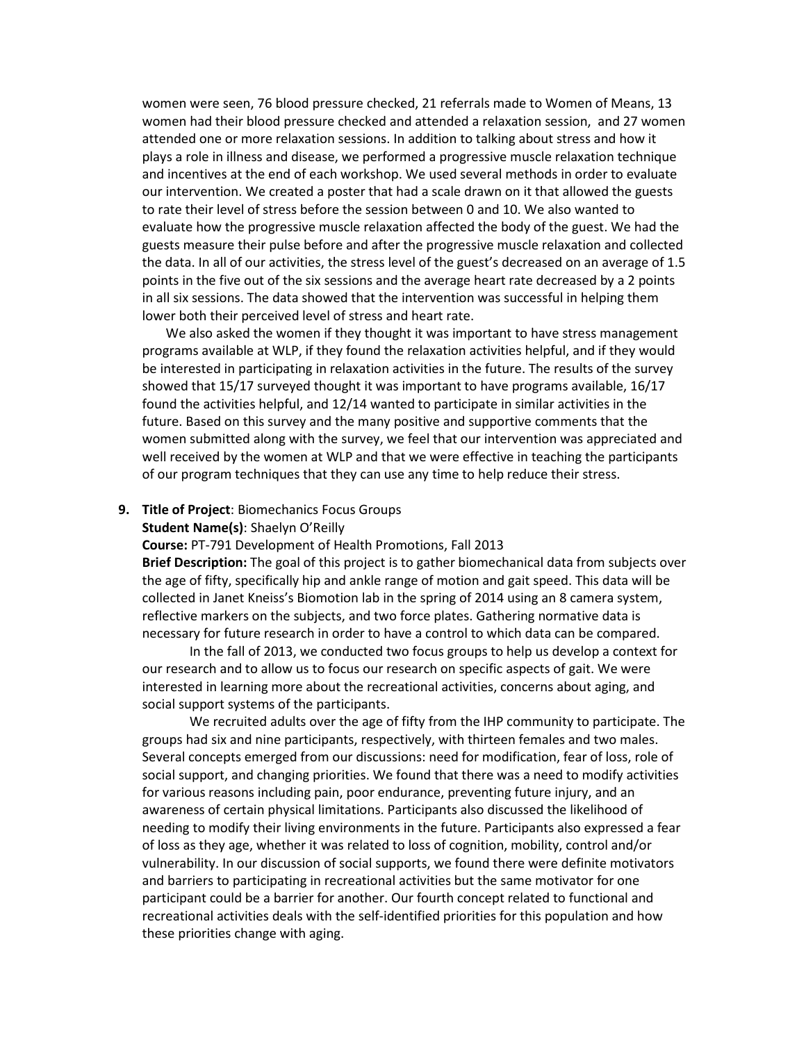women were seen, 76 blood pressure checked, 21 referrals made to Women of Means, 13 women had their blood pressure checked and attended a relaxation session, and 27 women attended one or more relaxation sessions. In addition to talking about stress and how it plays a role in illness and disease, we performed a progressive muscle relaxation technique and incentives at the end of each workshop. We used several methods in order to evaluate our intervention. We created a poster that had a scale drawn on it that allowed the guests to rate their level of stress before the session between 0 and 10. We also wanted to evaluate how the progressive muscle relaxation affected the body of the guest. We had the guests measure their pulse before and after the progressive muscle relaxation and collected the data. In all of our activities, the stress level of the guest's decreased on an average of 1.5 points in the five out of the six sessions and the average heart rate decreased by a 2 points in all six sessions. The data showed that the intervention was successful in helping them lower both their perceived level of stress and heart rate.

We also asked the women if they thought it was important to have stress management programs available at WLP, if they found the relaxation activities helpful, and if they would be interested in participating in relaxation activities in the future. The results of the survey showed that 15/17 surveyed thought it was important to have programs available, 16/17 found the activities helpful, and 12/14 wanted to participate in similar activities in the future. Based on this survey and the many positive and supportive comments that the women submitted along with the survey, we feel that our intervention was appreciated and well received by the women at WLP and that we were effective in teaching the participants of our program techniques that they can use any time to help reduce their stress.

9. **Title of Project**: Biomechanics Focus Groups
   **Student Name(s)**: Shaelyn O'Reilly
   **Course:** PT-791 Development of Health Promotions, Fall 2013
   **Brief Description:** The goal of this project is to gather biomechanical data from subjects over the age of fifty, specifically hip and ankle range of motion and gait speed. This data will be collected in Janet Kneiss's Biomotion lab in the spring of 2014 using an 8 camera system, reflective markers on the subjects, and two force plates. Gathering normative data is necessary for future research in order to have a control to which data can be compared.

   In the fall of 2013, we conducted two focus groups to help us develop a context for our research and to allow us to focus our research on specific aspects of gait. We were interested in learning more about the recreational activities, concerns about aging, and social support systems of the participants.

   We recruited adults over the age of fifty from the IHP community to participate. The groups had six and nine participants, respectively, with thirteen females and two males. Several concepts emerged from our discussions: need for modification, fear of loss, role of social support, and changing priorities. We found that there was a need to modify activities for various reasons including pain, poor endurance, preventing future injury, and an awareness of certain physical limitations. Participants also discussed the likelihood of needing to modify their living environments in the future. Participants also expressed a fear of loss as they age, whether it was related to loss of cognition, mobility, control and/or vulnerability. In our discussion of social supports, we found there were definite motivators and barriers to participating in recreational activities but the same motivator for one participant could be a barrier for another. Our fourth concept related to functional and recreational activities deals with the self-identified priorities for this population and how these priorities change with aging.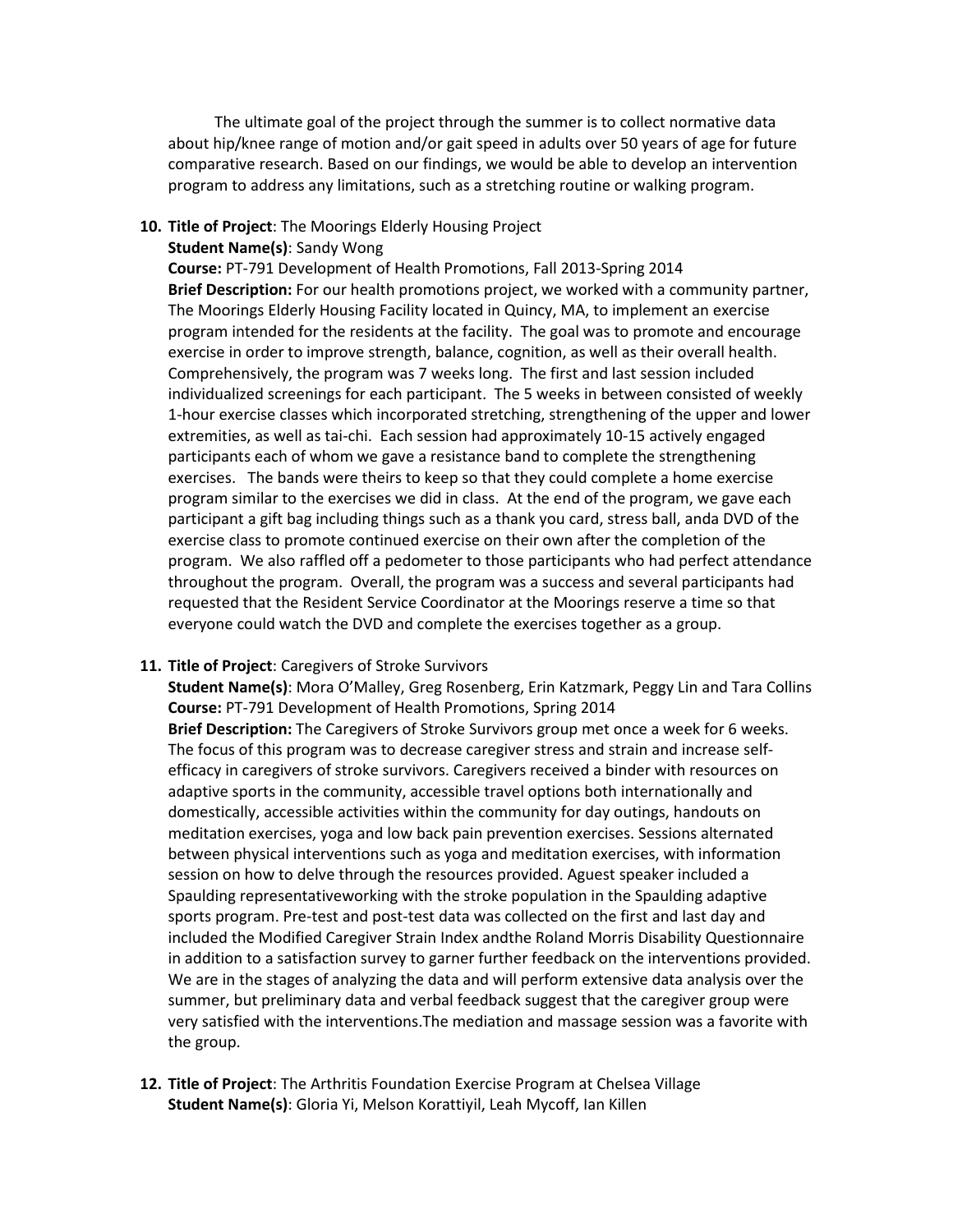The ultimate goal of the project through the summer is to collect normative data about hip/knee range of motion and/or gait speed in adults over 50 years of age for future comparative research. Based on our findings, we would be able to develop an intervention program to address any limitations, such as a stretching routine or walking program.

10. **Title of Project**: The Moorings Elderly Housing Project
    **Student Name(s)**: Sandy Wong
    **Course:** PT-791 Development of Health Promotions, Fall 2013-Spring 2014
    **Brief Description:** For our health promotions project, we worked with a community partner, The Moorings Elderly Housing Facility located in Quincy, MA, to implement an exercise program intended for the residents at the facility. The goal was to promote and encourage exercise in order to improve strength, balance, cognition, as well as their overall health. Comprehensively, the program was 7 weeks long. The first and last session included individualized screenings for each participant. The 5 weeks in between consisted of weekly 1-hour exercise classes which incorporated stretching, strengthening of the upper and lower extremities, as well as tai-chi. Each session had approximately 10-15 actively engaged participants each of whom we gave a resistance band to complete the strengthening exercises. The bands were theirs to keep so that they could complete a home exercise program similar to the exercises we did in class. At the end of the program, we gave each participant a gift bag including things such as a thank you card, stress ball, anda DVD of the exercise class to promote continued exercise on their own after the completion of the program. We also raffled off a pedometer to those participants who had perfect attendance throughout the program. Overall, the program was a success and several participants had requested that the Resident Service Coordinator at the Moorings reserve a time so that everyone could watch the DVD and complete the exercises together as a group.

11. **Title of Project**: Caregivers of Stroke Survivors
    **Student Name(s)**: Mora O'Malley, Greg Rosenberg, Erin Katzmark, Peggy Lin and Tara Collins
    **Course:** PT-791 Development of Health Promotions, Spring 2014
    **Brief Description:** The Caregivers of Stroke Survivors group met once a week for 6 weeks. The focus of this program was to decrease caregiver stress and strain and increase self-efficacy in caregivers of stroke survivors. Caregivers received a binder with resources on adaptive sports in the community, accessible travel options both internationally and domestically, accessible activities within the community for day outings, handouts on meditation exercises, yoga and low back pain prevention exercises. Sessions alternated between physical interventions such as yoga and meditation exercises, with information session on how to delve through the resources provided. Aguest speaker included a Spaulding representativeworking with the stroke population in the Spaulding adaptive sports program. Pre-test and post-test data was collected on the first and last day and included the Modified Caregiver Strain Index andthe Roland Morris Disability Questionnaire in addition to a satisfaction survey to garner further feedback on the interventions provided. We are in the stages of analyzing the data and will perform extensive data analysis over the summer, but preliminary data and verbal feedback suggest that the caregiver group were very satisfied with the interventions.The mediation and massage session was a favorite with the group.

12. **Title of Project**: The Arthritis Foundation Exercise Program at Chelsea Village
    **Student Name(s)**: Gloria Yi, Melson Korattiyil, Leah Mycoff, Ian Killen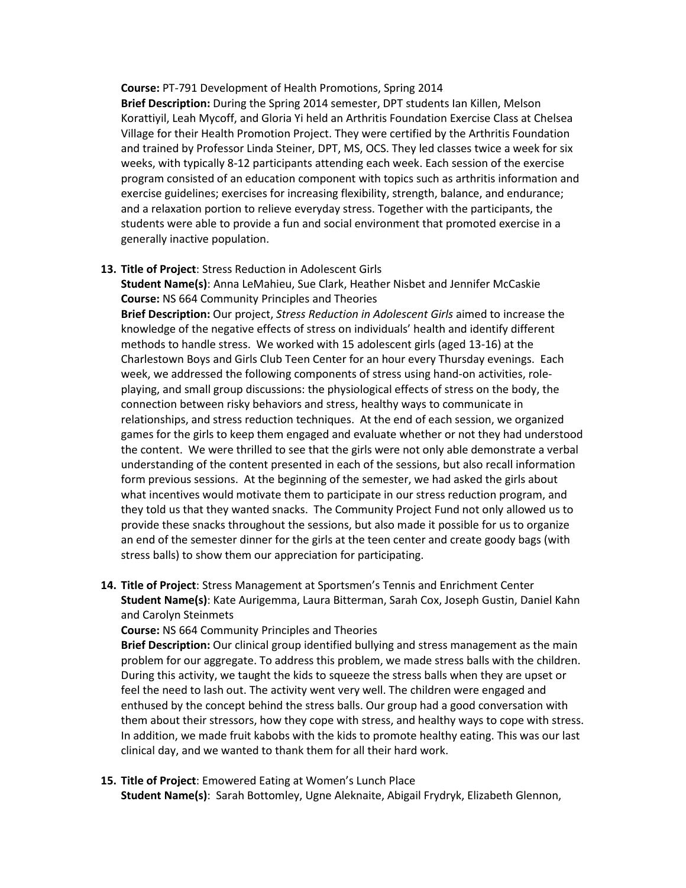**Course:** PT-791 Development of Health Promotions, Spring 2014
**Brief Description:** During the Spring 2014 semester, DPT students Ian Killen, Melson Korattiyil, Leah Mycoff, and Gloria Yi held an Arthritis Foundation Exercise Class at Chelsea Village for their Health Promotion Project. They were certified by the Arthritis Foundation and trained by Professor Linda Steiner, DPT, MS, OCS. They led classes twice a week for six weeks, with typically 8-12 participants attending each week. Each session of the exercise program consisted of an education component with topics such as arthritis information and exercise guidelines; exercises for increasing flexibility, strength, balance, and endurance; and a relaxation portion to relieve everyday stress. Together with the participants, the students were able to provide a fun and social environment that promoted exercise in a generally inactive population.

13. **Title of Project**: Stress Reduction in Adolescent Girls
**Student Name(s)**: Anna LeMahieu, Sue Clark, Heather Nisbet and Jennifer McCaskie
**Course:** NS 664 Community Principles and Theories
**Brief Description:** Our project, *Stress Reduction in Adolescent Girls* aimed to increase the knowledge of the negative effects of stress on individuals' health and identify different methods to handle stress. We worked with 15 adolescent girls (aged 13-16) at the Charlestown Boys and Girls Club Teen Center for an hour every Thursday evenings. Each week, we addressed the following components of stress using hand-on activities, role-playing, and small group discussions: the physiological effects of stress on the body, the connection between risky behaviors and stress, healthy ways to communicate in relationships, and stress reduction techniques. At the end of each session, we organized games for the girls to keep them engaged and evaluate whether or not they had understood the content. We were thrilled to see that the girls were not only able demonstrate a verbal understanding of the content presented in each of the sessions, but also recall information form previous sessions. At the beginning of the semester, we had asked the girls about what incentives would motivate them to participate in our stress reduction program, and they told us that they wanted snacks. The Community Project Fund not only allowed us to provide these snacks throughout the sessions, but also made it possible for us to organize an end of the semester dinner for the girls at the teen center and create goody bags (with stress balls) to show them our appreciation for participating.

14. **Title of Project**: Stress Management at Sportsmen's Tennis and Enrichment Center
**Student Name(s)**: Kate Aurigemma, Laura Bitterman, Sarah Cox, Joseph Gustin, Daniel Kahn and Carolyn Steinmets
**Course:** NS 664 Community Principles and Theories
**Brief Description:** Our clinical group identified bullying and stress management as the main problem for our aggregate. To address this problem, we made stress balls with the children. During this activity, we taught the kids to squeeze the stress balls when they are upset or feel the need to lash out. The activity went very well. The children were engaged and enthused by the concept behind the stress balls. Our group had a good conversation with them about their stressors, how they cope with stress, and healthy ways to cope with stress. In addition, we made fruit kabobs with the kids to promote healthy eating. This was our last clinical day, and we wanted to thank them for all their hard work.

15. **Title of Project**: Emowered Eating at Women's Lunch Place
**Student Name(s)**: Sarah Bottomley, Ugne Aleknaite, Abigail Frydryk, Elizabeth Glennon,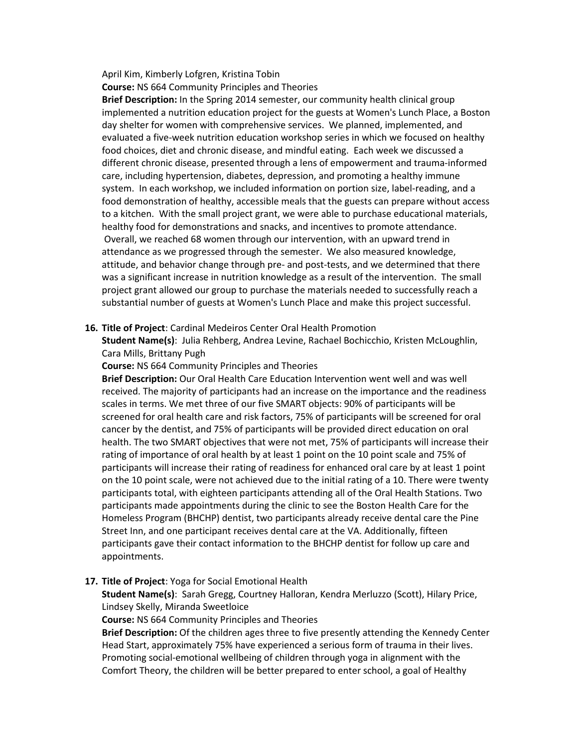April Kim, Kimberly Lofgren, Kristina Tobin
**Course:** NS 664 Community Principles and Theories
**Brief Description:** In the Spring 2014 semester, our community health clinical group implemented a nutrition education project for the guests at Women's Lunch Place, a Boston day shelter for women with comprehensive services. We planned, implemented, and evaluated a five-week nutrition education workshop series in which we focused on healthy food choices, diet and chronic disease, and mindful eating. Each week we discussed a different chronic disease, presented through a lens of empowerment and trauma-informed care, including hypertension, diabetes, depression, and promoting a healthy immune system. In each workshop, we included information on portion size, label-reading, and a food demonstration of healthy, accessible meals that the guests can prepare without access to a kitchen. With the small project grant, we were able to purchase educational materials, healthy food for demonstrations and snacks, and incentives to promote attendance. Overall, we reached 68 women through our intervention, with an upward trend in attendance as we progressed through the semester. We also measured knowledge, attitude, and behavior change through pre- and post-tests, and we determined that there was a significant increase in nutrition knowledge as a result of the intervention. The small project grant allowed our group to purchase the materials needed to successfully reach a substantial number of guests at Women's Lunch Place and make this project successful.

16. **Title of Project**: Cardinal Medeiros Center Oral Health Promotion
**Student Name(s)**: Julia Rehberg, Andrea Levine, Rachael Bochicchio, Kristen McLoughlin, Cara Mills, Brittany Pugh
**Course:** NS 664 Community Principles and Theories
**Brief Description:** Our Oral Health Care Education Intervention went well and was well received. The majority of participants had an increase on the importance and the readiness scales in terms. We met three of our five SMART objects: 90% of participants will be screened for oral health care and risk factors, 75% of participants will be screened for oral cancer by the dentist, and 75% of participants will be provided direct education on oral health. The two SMART objectives that were not met, 75% of participants will increase their rating of importance of oral health by at least 1 point on the 10 point scale and 75% of participants will increase their rating of readiness for enhanced oral care by at least 1 point on the 10 point scale, were not achieved due to the initial rating of a 10. There were twenty participants total, with eighteen participants attending all of the Oral Health Stations. Two participants made appointments during the clinic to see the Boston Health Care for the Homeless Program (BHCHP) dentist, two participants already receive dental care the Pine Street Inn, and one participant receives dental care at the VA. Additionally, fifteen participants gave their contact information to the BHCHP dentist for follow up care and appointments.

17. **Title of Project**: Yoga for Social Emotional Health
**Student Name(s)**: Sarah Gregg, Courtney Halloran, Kendra Merluzzo (Scott), Hilary Price, Lindsey Skelly, Miranda Sweetloice
**Course:** NS 664 Community Principles and Theories
**Brief Description:** Of the children ages three to five presently attending the Kennedy Center Head Start, approximately 75% have experienced a serious form of trauma in their lives. Promoting social-emotional wellbeing of children through yoga in alignment with the Comfort Theory, the children will be better prepared to enter school, a goal of Healthy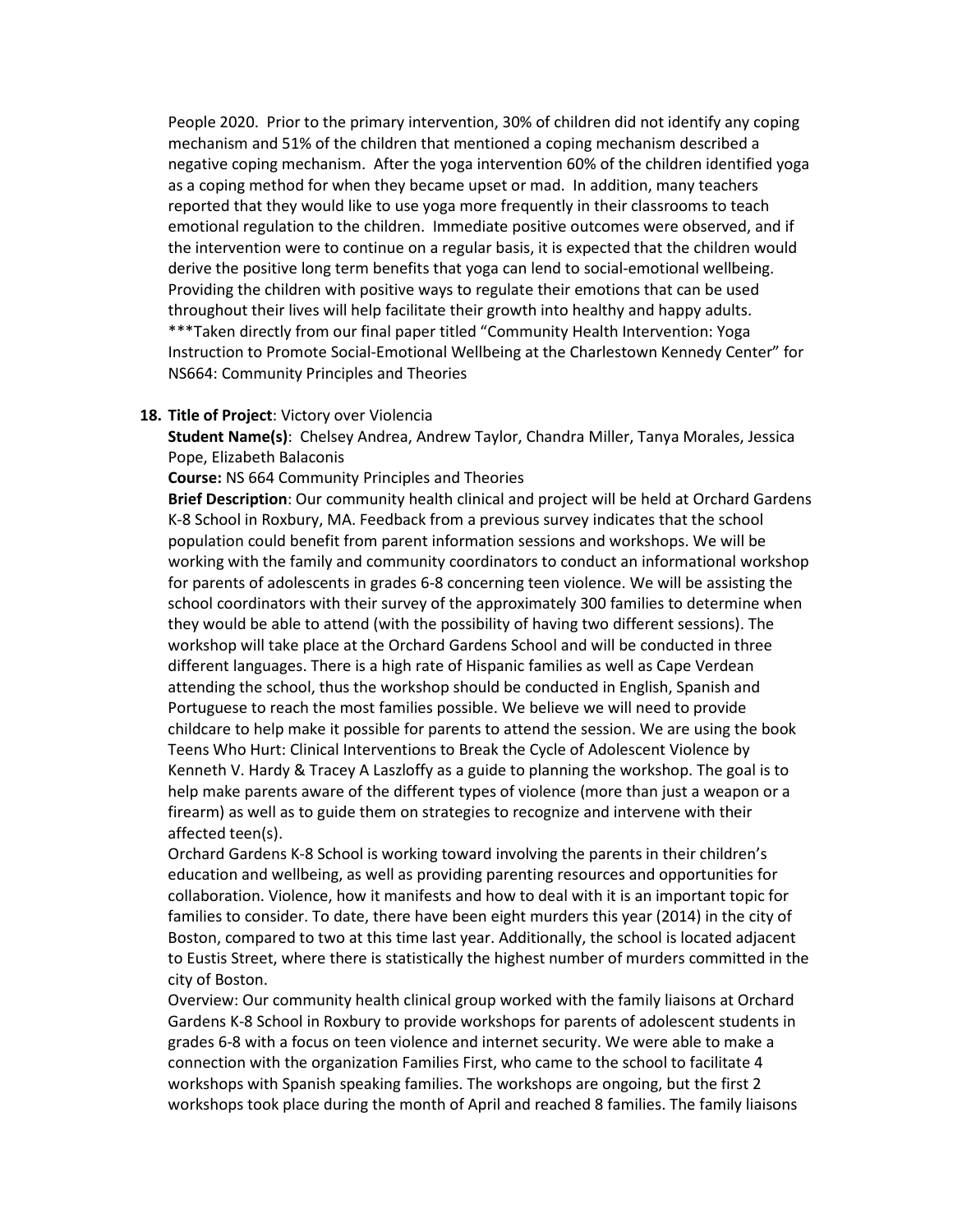People 2020. Prior to the primary intervention, 30% of children did not identify any coping mechanism and 51% of the children that mentioned a coping mechanism described a negative coping mechanism. After the yoga intervention 60% of the children identified yoga as a coping method for when they became upset or mad. In addition, many teachers reported that they would like to use yoga more frequently in their classrooms to teach emotional regulation to the children. Immediate positive outcomes were observed, and if the intervention were to continue on a regular basis, it is expected that the children would derive the positive long term benefits that yoga can lend to social-emotional wellbeing. Providing the children with positive ways to regulate their emotions that can be used throughout their lives will help facilitate their growth into healthy and happy adults.
***Taken directly from our final paper titled "Community Health Intervention: Yoga Instruction to Promote Social-Emotional Wellbeing at the Charlestown Kennedy Center" for NS664: Community Principles and Theories

18. **Title of Project**: Victory over Violencia
**Student Name(s)**: Chelsey Andrea, Andrew Taylor, Chandra Miller, Tanya Morales, Jessica Pope, Elizabeth Balaconis
**Course:** NS 664 Community Principles and Theories
**Brief Description**: Our community health clinical and project will be held at Orchard Gardens K-8 School in Roxbury, MA. Feedback from a previous survey indicates that the school population could benefit from parent information sessions and workshops. We will be working with the family and community coordinators to conduct an informational workshop for parents of adolescents in grades 6-8 concerning teen violence. We will be assisting the school coordinators with their survey of the approximately 300 families to determine when they would be able to attend (with the possibility of having two different sessions). The workshop will take place at the Orchard Gardens School and will be conducted in three different languages. There is a high rate of Hispanic families as well as Cape Verdean attending the school, thus the workshop should be conducted in English, Spanish and Portuguese to reach the most families possible. We believe we will need to provide childcare to help make it possible for parents to attend the session. We are using the book Teens Who Hurt: Clinical Interventions to Break the Cycle of Adolescent Violence by Kenneth V. Hardy & Tracey A Laszloffy as a guide to planning the workshop. The goal is to help make parents aware of the different types of violence (more than just a weapon or a firearm) as well as to guide them on strategies to recognize and intervene with their affected teen(s).
Orchard Gardens K-8 School is working toward involving the parents in their children's education and wellbeing, as well as providing parenting resources and opportunities for collaboration. Violence, how it manifests and how to deal with it is an important topic for families to consider. To date, there have been eight murders this year (2014) in the city of Boston, compared to two at this time last year. Additionally, the school is located adjacent to Eustis Street, where there is statistically the highest number of murders committed in the city of Boston.
Overview: Our community health clinical group worked with the family liaisons at Orchard Gardens K-8 School in Roxbury to provide workshops for parents of adolescent students in grades 6-8 with a focus on teen violence and internet security. We were able to make a connection with the organization Families First, who came to the school to facilitate 4 workshops with Spanish speaking families. The workshops are ongoing, but the first 2 workshops took place during the month of April and reached 8 families. The family liaisons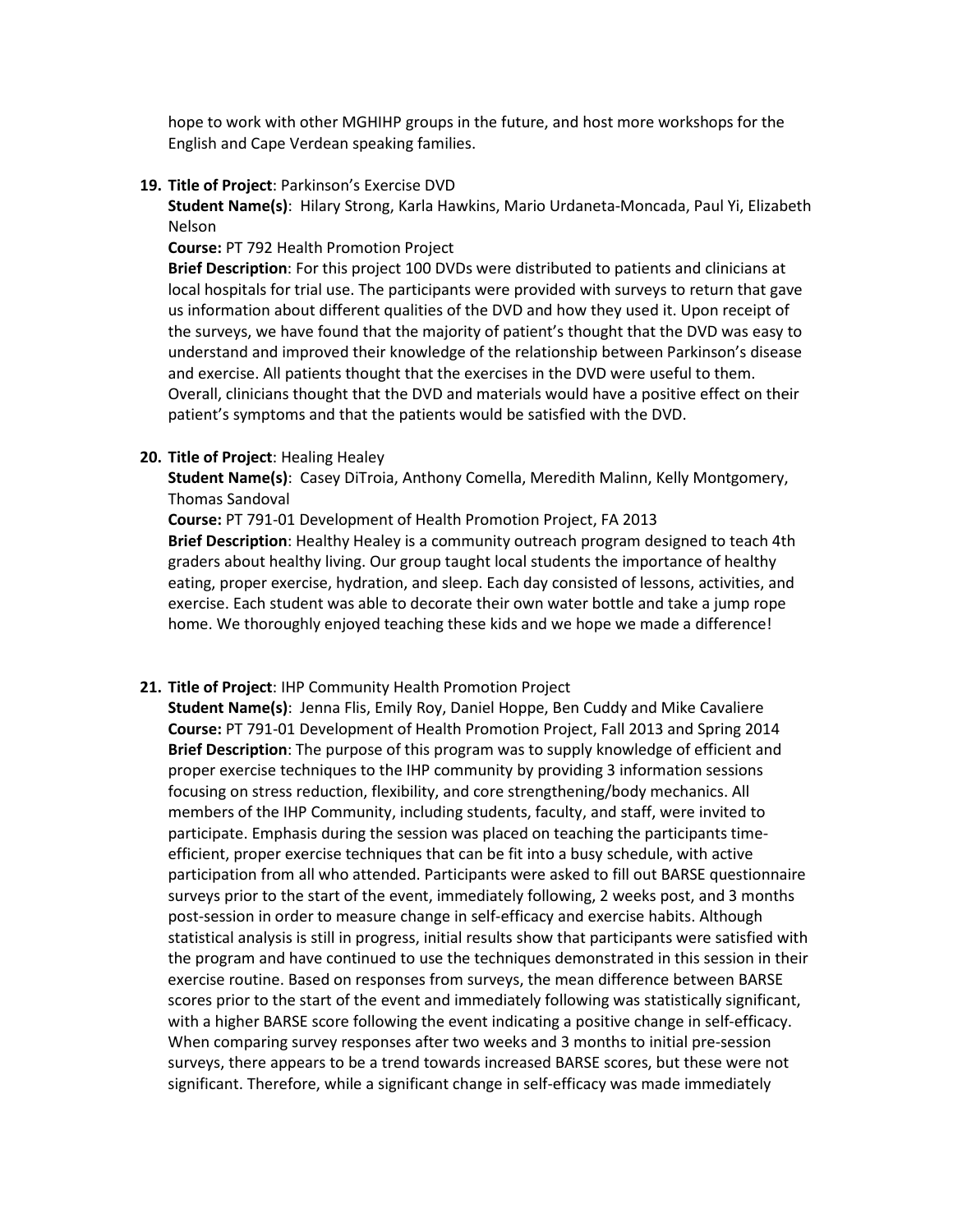hope to work with other MGHIHP groups in the future, and host more workshops for the English and Cape Verdean speaking families.

19. **Title of Project**: Parkinson's Exercise DVD
    **Student Name(s)**: Hilary Strong, Karla Hawkins, Mario Urdaneta-Moncada, Paul Yi, Elizabeth Nelson
    **Course:** PT 792 Health Promotion Project
    **Brief Description**: For this project 100 DVDs were distributed to patients and clinicians at local hospitals for trial use. The participants were provided with surveys to return that gave us information about different qualities of the DVD and how they used it. Upon receipt of the surveys, we have found that the majority of patient's thought that the DVD was easy to understand and improved their knowledge of the relationship between Parkinson's disease and exercise. All patients thought that the exercises in the DVD were useful to them. Overall, clinicians thought that the DVD and materials would have a positive effect on their patient's symptoms and that the patients would be satisfied with the DVD.

20. **Title of Project**: Healing Healey
    **Student Name(s)**: Casey DiTroia, Anthony Comella, Meredith Malinn, Kelly Montgomery, Thomas Sandoval
    **Course:** PT 791-01 Development of Health Promotion Project, FA 2013
    **Brief Description**: Healthy Healey is a community outreach program designed to teach 4th graders about healthy living. Our group taught local students the importance of healthy eating, proper exercise, hydration, and sleep. Each day consisted of lessons, activities, and exercise. Each student was able to decorate their own water bottle and take a jump rope home. We thoroughly enjoyed teaching these kids and we hope we made a difference!

21. **Title of Project**: IHP Community Health Promotion Project
    **Student Name(s)**: Jenna Flis, Emily Roy, Daniel Hoppe, Ben Cuddy and Mike Cavaliere
    **Course:** PT 791-01 Development of Health Promotion Project, Fall 2013 and Spring 2014
    **Brief Description**: The purpose of this program was to supply knowledge of efficient and proper exercise techniques to the IHP community by providing 3 information sessions focusing on stress reduction, flexibility, and core strengthening/body mechanics. All members of the IHP Community, including students, faculty, and staff, were invited to participate. Emphasis during the session was placed on teaching the participants time-efficient, proper exercise techniques that can be fit into a busy schedule, with active participation from all who attended. Participants were asked to fill out BARSE questionnaire surveys prior to the start of the event, immediately following, 2 weeks post, and 3 months post-session in order to measure change in self-efficacy and exercise habits. Although statistical analysis is still in progress, initial results show that participants were satisfied with the program and have continued to use the techniques demonstrated in this session in their exercise routine. Based on responses from surveys, the mean difference between BARSE scores prior to the start of the event and immediately following was statistically significant, with a higher BARSE score following the event indicating a positive change in self-efficacy. When comparing survey responses after two weeks and 3 months to initial pre-session surveys, there appears to be a trend towards increased BARSE scores, but these were not significant. Therefore, while a significant change in self-efficacy was made immediately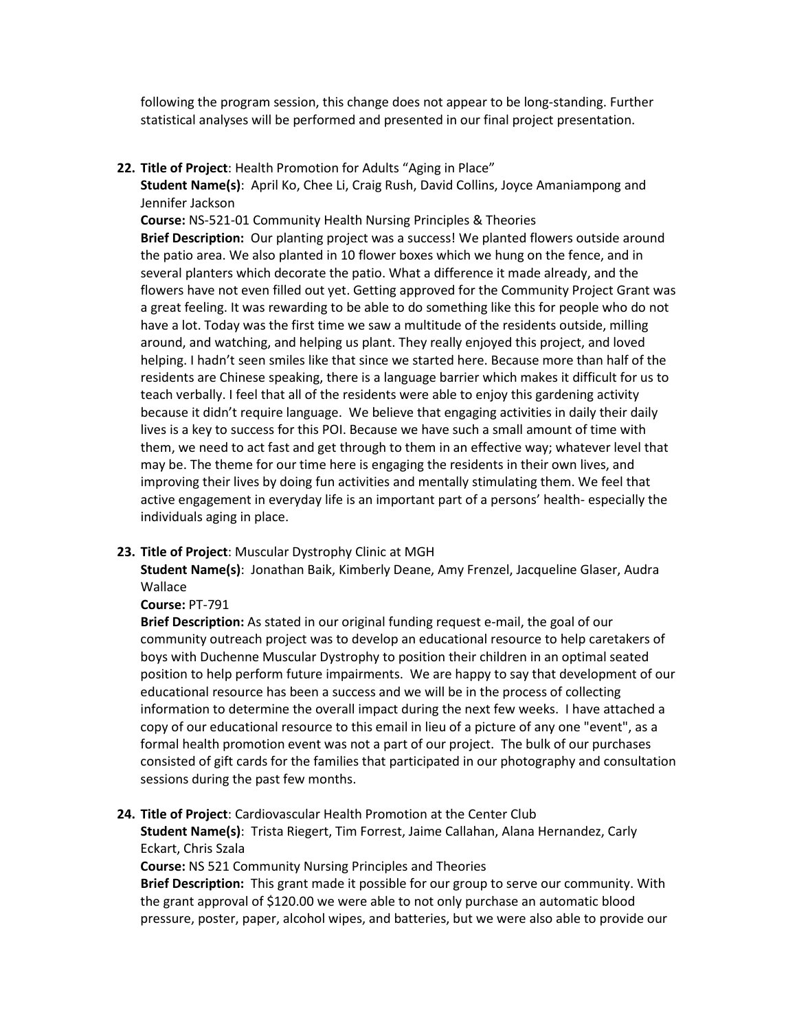following the program session, this change does not appear to be long-standing. Further statistical analyses will be performed and presented in our final project presentation.

22. **Title of Project**: Health Promotion for Adults "Aging in Place"
    **Student Name(s)**: April Ko, Chee Li, Craig Rush, David Collins, Joyce Amaniampong and Jennifer Jackson
    **Course:** NS-521-01 Community Health Nursing Principles & Theories
    **Brief Description:** Our planting project was a success! We planted flowers outside around the patio area. We also planted in 10 flower boxes which we hung on the fence, and in several planters which decorate the patio. What a difference it made already, and the flowers have not even filled out yet. Getting approved for the Community Project Grant was a great feeling. It was rewarding to be able to do something like this for people who do not have a lot. Today was the first time we saw a multitude of the residents outside, milling around, and watching, and helping us plant. They really enjoyed this project, and loved helping. I hadn't seen smiles like that since we started here. Because more than half of the residents are Chinese speaking, there is a language barrier which makes it difficult for us to teach verbally. I feel that all of the residents were able to enjoy this gardening activity because it didn't require language. We believe that engaging activities in daily their daily lives is a key to success for this POI. Because we have such a small amount of time with them, we need to act fast and get through to them in an effective way; whatever level that may be. The theme for our time here is engaging the residents in their own lives, and improving their lives by doing fun activities and mentally stimulating them. We feel that active engagement in everyday life is an important part of a persons' health- especially the individuals aging in place.

23. **Title of Project**: Muscular Dystrophy Clinic at MGH
    **Student Name(s)**: Jonathan Baik, Kimberly Deane, Amy Frenzel, Jacqueline Glaser, Audra Wallace
    **Course:** PT-791
    **Brief Description:** As stated in our original funding request e-mail, the goal of our community outreach project was to develop an educational resource to help caretakers of boys with Duchenne Muscular Dystrophy to position their children in an optimal seated position to help perform future impairments. We are happy to say that development of our educational resource has been a success and we will be in the process of collecting information to determine the overall impact during the next few weeks. I have attached a copy of our educational resource to this email in lieu of a picture of any one "event", as a formal health promotion event was not a part of our project. The bulk of our purchases consisted of gift cards for the families that participated in our photography and consultation sessions during the past few months.

24. **Title of Project**: Cardiovascular Health Promotion at the Center Club
    **Student Name(s)**: Trista Riegert, Tim Forrest, Jaime Callahan, Alana Hernandez, Carly Eckart, Chris Szala
    **Course:** NS 521 Community Nursing Principles and Theories
    **Brief Description:** This grant made it possible for our group to serve our community. With the grant approval of $120.00 we were able to not only purchase an automatic blood pressure, poster, paper, alcohol wipes, and batteries, but we were also able to provide our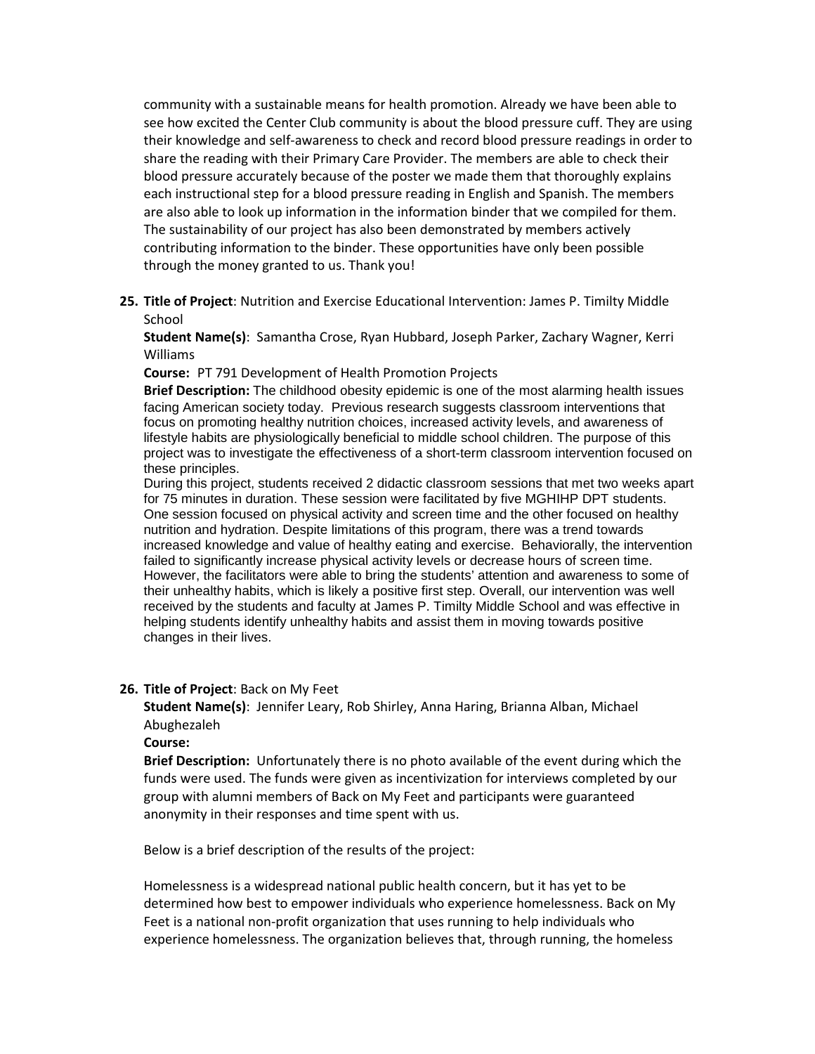community with a sustainable means for health promotion. Already we have been able to see how excited the Center Club community is about the blood pressure cuff. They are using their knowledge and self-awareness to check and record blood pressure readings in order to share the reading with their Primary Care Provider. The members are able to check their blood pressure accurately because of the poster we made them that thoroughly explains each instructional step for a blood pressure reading in English and Spanish. The members are also able to look up information in the information binder that we compiled for them. The sustainability of our project has also been demonstrated by members actively contributing information to the binder. These opportunities have only been possible through the money granted to us. Thank you!

25. **Title of Project**: Nutrition and Exercise Educational Intervention: James P. Timilty Middle School

    **Student Name(s)**: Samantha Crose, Ryan Hubbard, Joseph Parker, Zachary Wagner, Kerri Williams

    **Course:** PT 791 Development of Health Promotion Projects

    **Brief Description:** The childhood obesity epidemic is one of the most alarming health issues facing American society today. Previous research suggests classroom interventions that focus on promoting healthy nutrition choices, increased activity levels, and awareness of lifestyle habits are physiologically beneficial to middle school children. The purpose of this project was to investigate the effectiveness of a short-term classroom intervention focused on these principles.

    During this project, students received 2 didactic classroom sessions that met two weeks apart for 75 minutes in duration. These session were facilitated by five MGHIHP DPT students. One session focused on physical activity and screen time and the other focused on healthy nutrition and hydration. Despite limitations of this program, there was a trend towards increased knowledge and value of healthy eating and exercise. Behaviorally, the intervention failed to significantly increase physical activity levels or decrease hours of screen time. However, the facilitators were able to bring the students' attention and awareness to some of their unhealthy habits, which is likely a positive first step. Overall, our intervention was well received by the students and faculty at James P. Timilty Middle School and was effective in helping students identify unhealthy habits and assist them in moving towards positive changes in their lives.

26. **Title of Project**: Back on My Feet

    **Student Name(s)**: Jennifer Leary, Rob Shirley, Anna Haring, Brianna Alban, Michael Abughezaleh

    **Course:**

    **Brief Description:** Unfortunately there is no photo available of the event during which the funds were used. The funds were given as incentivization for interviews completed by our group with alumni members of Back on My Feet and participants were guaranteed anonymity in their responses and time spent with us.

    Below is a brief description of the results of the project:

    Homelessness is a widespread national public health concern, but it has yet to be determined how best to empower individuals who experience homelessness. Back on My Feet is a national non-profit organization that uses running to help individuals who experience homelessness. The organization believes that, through running, the homeless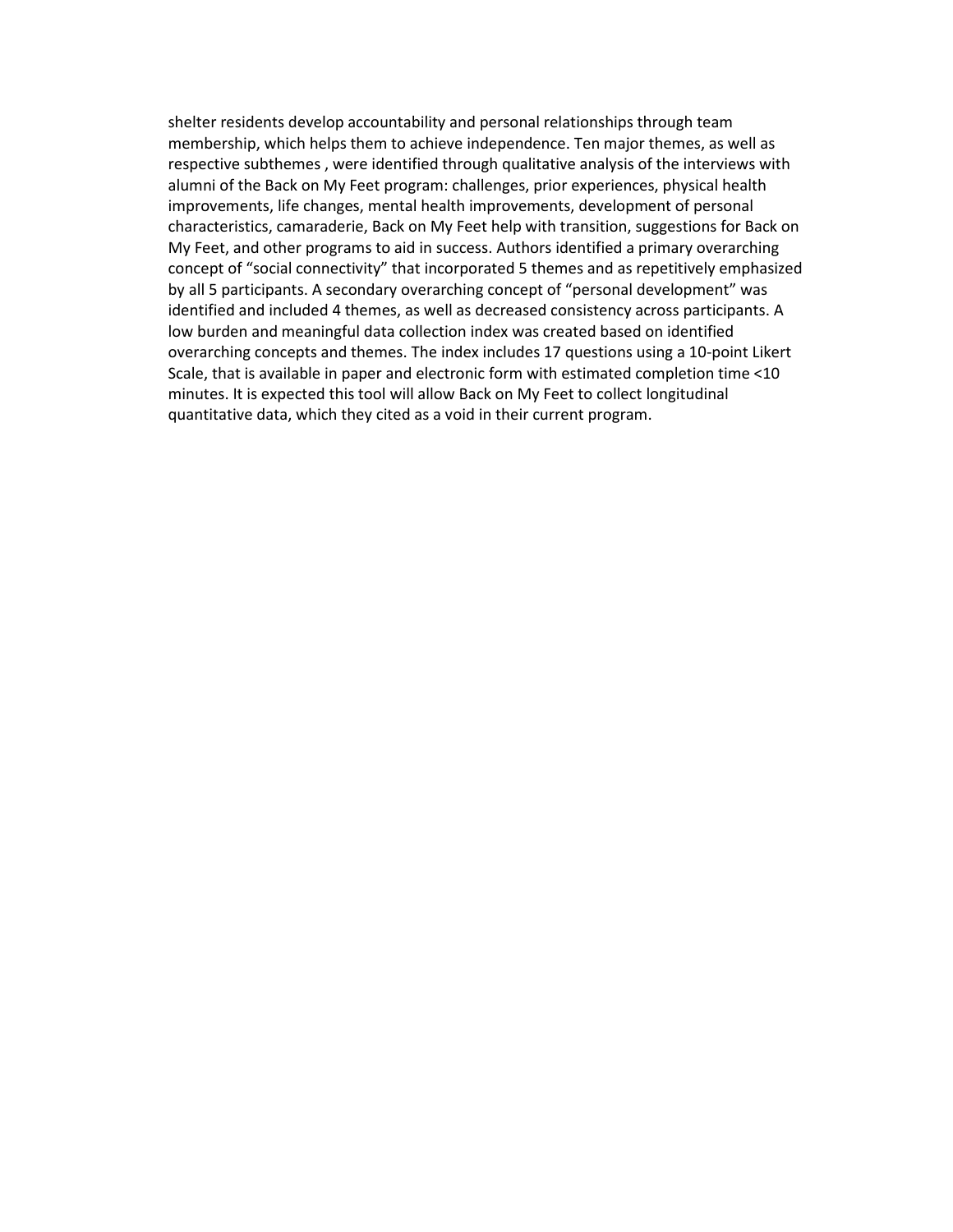shelter residents develop accountability and personal relationships through team membership, which helps them to achieve independence. Ten major themes, as well as respective subthemes , were identified through qualitative analysis of the interviews with alumni of the Back on My Feet program: challenges, prior experiences, physical health improvements, life changes, mental health improvements, development of personal characteristics, camaraderie, Back on My Feet help with transition, suggestions for Back on My Feet, and other programs to aid in success. Authors identified a primary overarching concept of "social connectivity" that incorporated 5 themes and as repetitively emphasized by all 5 participants. A secondary overarching concept of "personal development" was identified and included 4 themes, as well as decreased consistency across participants. A low burden and meaningful data collection index was created based on identified overarching concepts and themes. The index includes 17 questions using a 10-point Likert Scale, that is available in paper and electronic form with estimated completion time <10 minutes. It is expected this tool will allow Back on My Feet to collect longitudinal quantitative data, which they cited as a void in their current program.